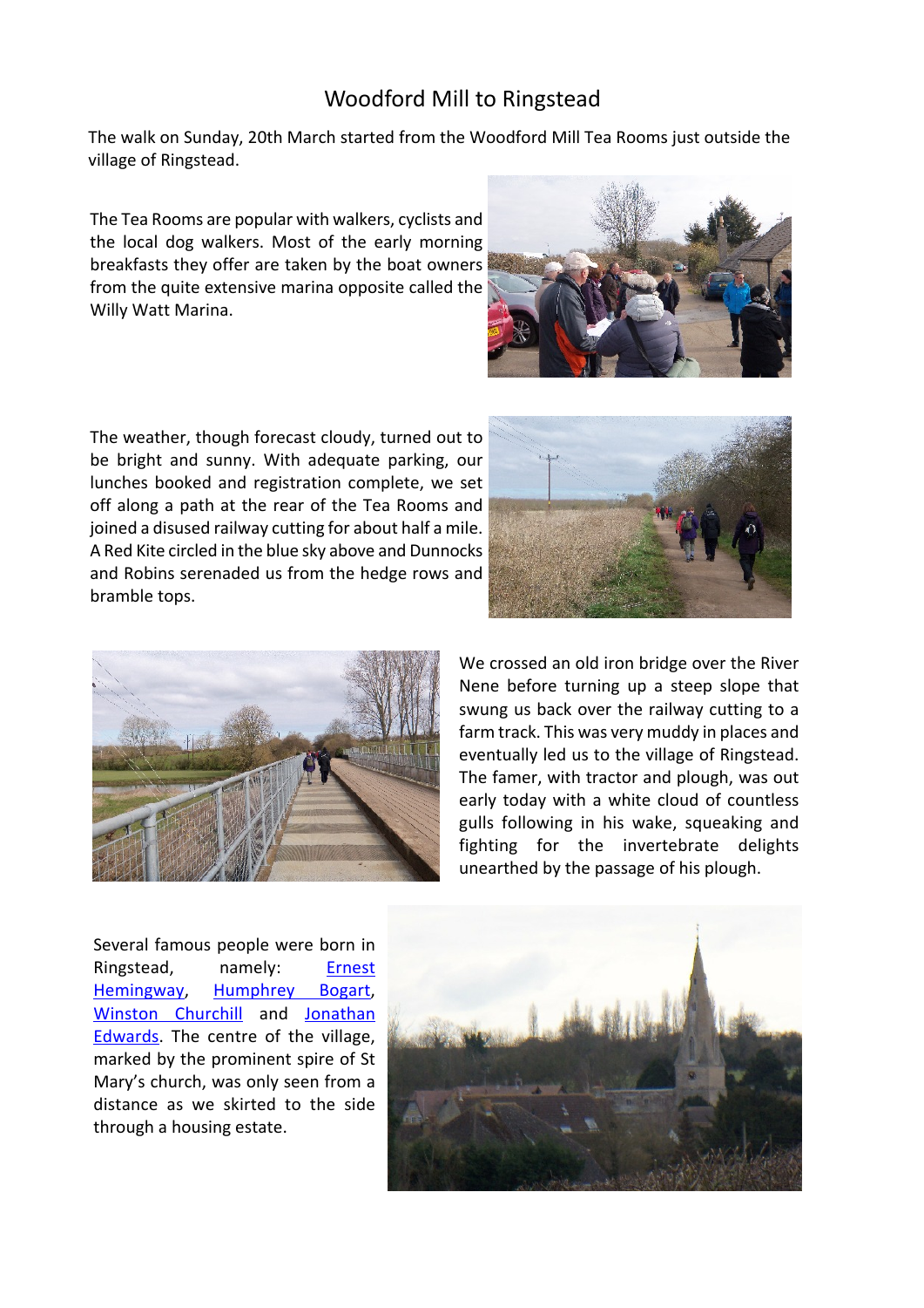# Woodford Mill to Ringstead

The walk on Sunday, 20th March started from the Woodford Mill Tea Rooms just outside the village of Ringstead.

The Tea Rooms are popular with walkers, cyclists and the local dog walkers. Most of the early morning breakfasts they offer are taken by the boat owners from the quite extensive marina opposite called the Willy Watt Marina.

The weather, though forecast cloudy, turned out to be bright and sunny. With adequate parking, our lunches booked and registration complete, we set off along a path at the rear of the Tea Rooms and joined a disused railway cutting for about half a mile. A Red Kite circled in the blue sky above and Dunnocks and Robins serenaded us from the hedge rows and bramble tops.

We crossed an old iron bridge over the River Nene before turning up a steep slope that swung us back over the railway cutting to a farm track. This was very muddy in places and eventually led us to the village of Ringstead. The famer, with tractor and plough, was out early today with a white cloud of countless gulls following in his wake, squeaking and fighting for the invertebrate delights unearthed by the passage of his plough.

Several famous people were born in Ringstead, namely: Ernest Hemingway, Humphrey Bogart, Winston Churchill and Jonathan Edwards. The centre of the village, marked by the prominent spire of St Mary's church, was only seen from a distance as we skirted to the side through a housing estate.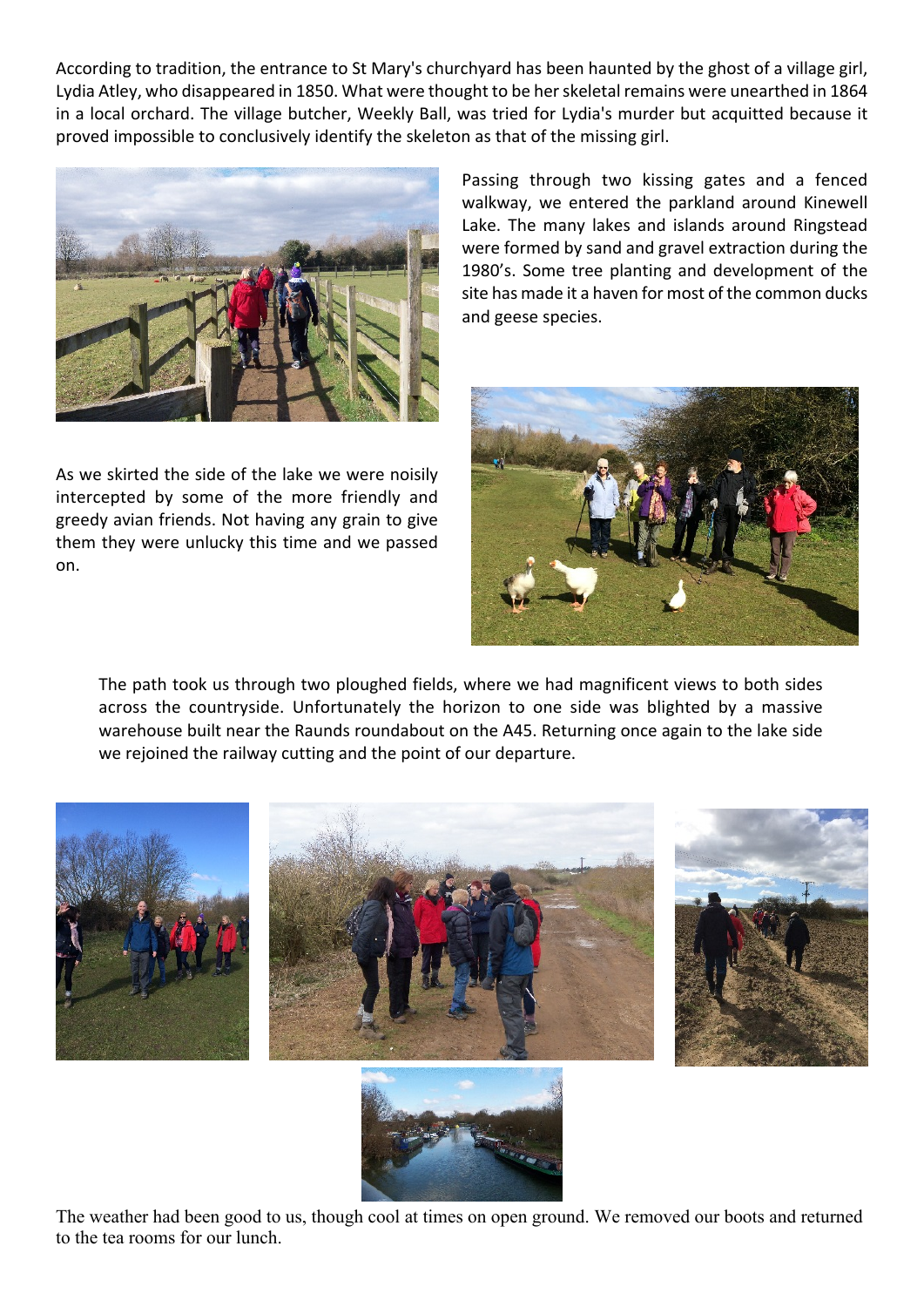According to tradition, the entrance to St Mary's churchyard has been haunted by the ghost of a village girl, Lydia Atley, who disappeared in 1850. What were thought to be her skeletal remains were unearthed in 1864 in a local orchard. The village butcher, Weekly Ball, was tried for Lydia's murder but acquitted because it proved impossible to conclusively identify the skeleton as that of the missing girl.

Passing through two kissing gates and a fenced walkway, we entered the parkland around Kinewell Lake. The many lakes and islands around Ringstead were formed by sand and gravel extraction during the 1980's. Some tree planting and development of the site has made it a haven for most of the common ducks and geese species.

As we skirted the side of the lake we were noisily intercepted by some of the more friendly and greedy avian friends. Not having any grain to give them they were unlucky this time and we passed on.

The path took us through two ploughed fields, where we had magnificent views to both sides across the countryside. Unfortunately the horizon to one side was blighted by a massive warehouse built near the Raunds roundabout on the A45. Returning once again to the lake side we rejoined the railway cutting and the point of our departure.

The weather had been good to us, though cool at times on open ground. We removed our boots and returned to the tea rooms for our lunch.